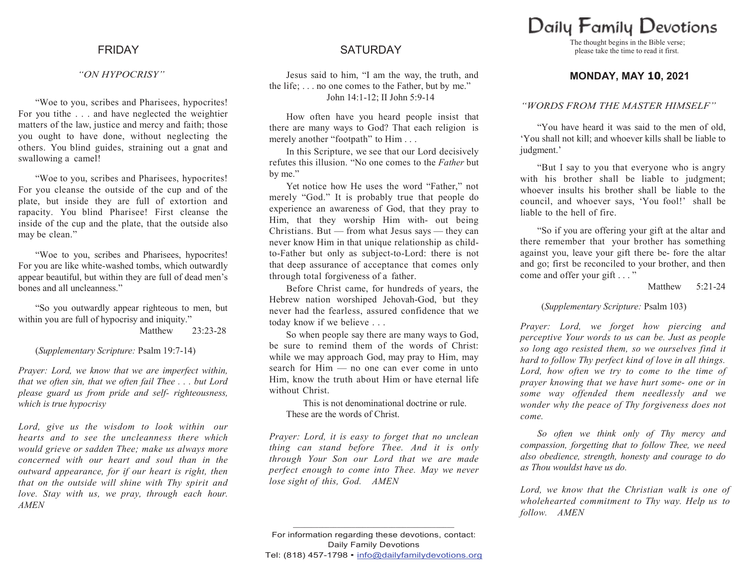## FRIDAY

*"ON HYPOCRISY"*

"Woe to you, scribes and Pharisees, hypocrites! For you tithe . . . and have neglected the weightier matters of the law, justice and mercy and faith; those you ought to have done, without neglecting the others. You blind guides, straining out a gnat and swallowing a camel!

"Woe to you, scribes and Pharisees, hypocrites! For you cleanse the outside of the cup and of the plate, but inside they are full of extortion and rapacity. You blind Pharisee! First cleanse the inside of the cup and the plate, that the outside also may be clean."

"Woe to you, scribes and Pharisees, hypocrites! For you are like white-washed tombs, which outwardly appear beautiful, but within they are full of dead men's bones and all uncleanness."

"So you outwardly appear righteous to men, but within you are full of hypocrisy and iniquity."

Matthew 23:23-28

(*Supplementary Scripture:* Psalm 19:7-14)

*Prayer: Lord, we know that we are imperfect within, that we often sin, that we often fail Thee . . . but Lord please guard us from pride and self- righteousness, which is true hypocrisy*

*Lord, give us the wisdom to look within our hearts and to see the uncleanness there which would grieve or sadden Thee; make us always more concerned with our heart and soul than in the outward appearance, for if our heart is right, then that on the outside will shine with Thy spirit and love. Stay with us, we pray, through each hour. AMEN*

## SATURDAY

Jesus said to him, "I am the way, the truth, and the life; . . . no one comes to the Father, but by me."

John 14:1-12; II John 5:9-14

How often have you heard people insist that there are many ways to God? That each religion is merely another "footpath" to Him . . .

In this Scripture, we see that our Lord decisively refutes this illusion. "No one comes to the *Father* but by me."

Yet notice how He uses the word "Father," not merely "God." It is probably true that people do experience an awareness of God, that they pray to Him, that they worship Him with- out being Christians. But — from what Jesus says — they can never know Him in that unique relationship as child-to-Father but only as subject-to-Lord: there is not that deep assurance of acceptance that comes only through total forgiveness of a father.

Before Christ came, for hundreds of years, the Hebrew nation worshiped Jehovah-God, but they never had the fearless, assured confidence that we today know if we believe . . .

So when people say there are many ways to God, be sure to remind them of the words of Christ: while we may approach God, may pray to Him, may search for Him — no one can ever come in unto Him, know the truth about Him or have eternal life without Christ.

This is not denominational doctrine or rule. These are the words of Christ.

*Prayer: Lord, it is easy to forget that no unclean thing can stand before Thee. And it is only through Your Son our Lord that we are made perfect enough to come into Thee. May we never lose sight of this, God. AMEN*

For information regarding these devotions, contact:
Daily Family Devotions
Tel: (818) 457-1798 • info@dailyfamilydevotions.org

# Daily Family Devotions

The thought begins in the Bible verse; please take the time to read it first.

## MONDAY, MAY 10, 2021

*"WORDS FROM THE MASTER HIMSELF"*

"You have heard it was said to the men of old, 'You shall not kill; and whoever kills shall be liable to judgment.'

"But I say to you that everyone who is angry with his brother shall be liable to judgment; whoever insults his brother shall be liable to the council, and whoever says, 'You fool!' shall be liable to the hell of fire.

"So if you are offering your gift at the altar and there remember that your brother has something against you, leave your gift there be- fore the altar and go; first be reconciled to your brother, and then come and offer your gift . . . "

Matthew 5:21-24

(*Supplementary Scripture:* Psalm 103)

*Prayer: Lord, we forget how piercing and perceptive Your words to us can be. Just as people so long ago resisted them, so we ourselves find it hard to follow Thy perfect kind of love in all things. Lord, how often we try to come to the time of prayer knowing that we have hurt some- one or in some way offended them needlessly and we wonder why the peace of Thy forgiveness does not come.*

*So often we think only of Thy mercy and compassion, forgetting that to follow Thee, we need also obedience, strength, honesty and courage to do as Thou wouldst have us do.*

*Lord, we know that the Christian walk is one of wholehearted commitment to Thy way. Help us to follow. AMEN*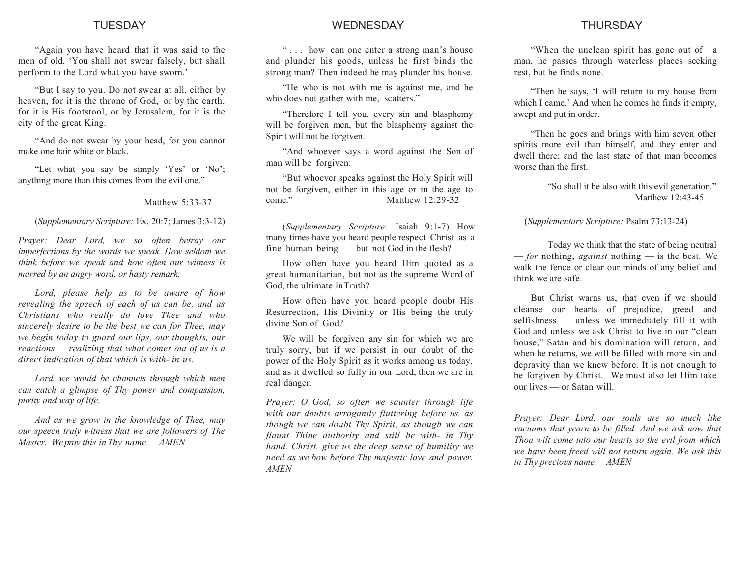## TUESDAY

"Again you have heard that it was said to the men of old, 'You shall not swear falsely, but shall perform to the Lord what you have sworn.'

"But I say to you. Do not swear at all, either by heaven, for it is the throne of God, or by the earth, for it is His footstool, or by Jerusalem, for it is the city of the great King.

"And do not swear by your head, for you cannot make one hair white or black.

"Let what you say be simply 'Yes' or 'No'; anything more than this comes from the evil one."

Matthew 5:33-37

(*Supplementary Scripture:* Ex. 20:7; James 3:3-12)

*Prayer: Dear Lord, we so often betray our imperfections by the words we speak. How seldom we think before we speak and how often our witness is marred by an angry word, or hasty remark.*

*Lord, please help us to be aware of how revealing the speech of each of us can be, and as Christians who really do love Thee and who sincerely desire to be the best we can for Thee, may we begin today to guard our lips, our thoughts, our reactions — realizing that what comes out of us is a direct indication of that which is with- in us.*

*Lord, we would be channels through which men can catch a glimpse of Thy power and compassion, purity and way of life.*

*And as we grow in the knowledge of Thee, may our speech truly witness that we are followers of The Master. We pray this in Thy name. AMEN*

## WEDNESDAY

" . . . how can one enter a strong man's house and plunder his goods, unless he first binds the strong man? Then indeed he may plunder his house.

"He who is not with me is against me, and he who does not gather with me, scatters."

"Therefore I tell you, every sin and blasphemy will be forgiven men, but the blasphemy against the Spirit will not be forgiven.

"And whoever says a word against the Son of man will be forgiven:

"But whoever speaks against the Holy Spirit will not be forgiven, either in this age or in the age to come."

Matthew 12:29-32

(*Supplementary Scripture:* Isaiah 9:1-7) How many times have you heard people respect Christ as a fine human being — but not God in the flesh?

How often have you heard Him quoted as a great humanitarian, but not as the supreme Word of God, the ultimate in Truth?

How often have you heard people doubt His Resurrection, His Divinity or His being the truly divine Son of God?

We will be forgiven any sin for which we are truly sorry, but if we persist in our doubt of the power of the Holy Spirit as it works among us today, and as it dwelled so fully in our Lord, then we are in real danger.

*Prayer: O God, so often we saunter through life with our doubts arrogantly fluttering before us, as though we can doubt Thy Spirit, as though we can flaunt Thine authority and still be with- in Thy hand. Christ, give us the deep sense of humility we need as we bow before Thy majestic love and power. AMEN*

## THURSDAY

"When the unclean spirit has gone out of a man, he passes through waterless places seeking rest, but he finds none.

"Then he says, 'I will return to my house from which I came.' And when he comes he finds it empty, swept and put in order.

"Then he goes and brings with him seven other spirits more evil than himself, and they enter and dwell there; and the last state of that man becomes worse than the first.

"So shall it be also with this evil generation."

Matthew 12:43-45

(*Supplementary Scripture:* Psalm 73:13-24)

Today we think that the state of being neutral — *for* nothing, *against* nothing — is the best. We walk the fence or clear our minds of any belief and think we are safe.

But Christ warns us, that even if we should cleanse our hearts of prejudice, greed and selfishness — unless we immediately fill it with God and unless we ask Christ to live in our "clean house," Satan and his domination will return, and when he returns, we will be filled with more sin and depravity than we knew before. It is not enough to be forgiven by Christ. We must also let Him take our lives — or Satan will.

*Prayer: Dear Lord, our souls are so much like vacuums that yearn to be filled. And we ask now that Thou wilt come into our hearts so the evil from which we have been freed will not return again. We ask this in Thy precious name. AMEN*